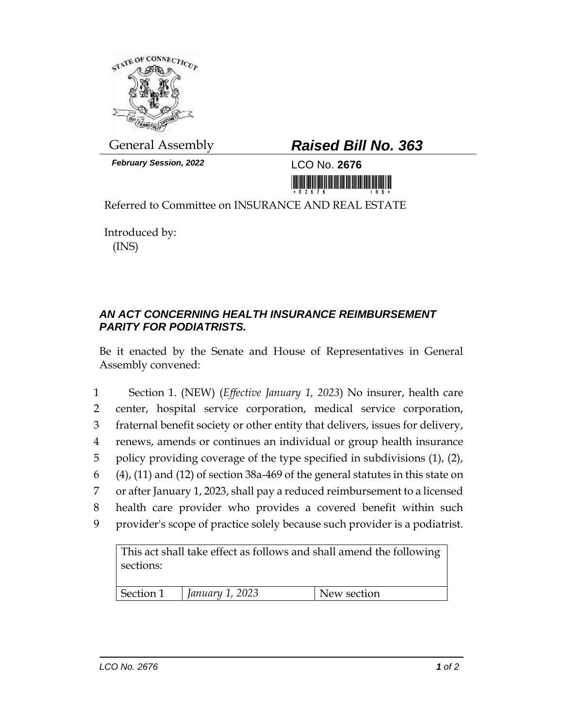General Assembly

***February Session, 2022***

# *Raised Bill No. 363*

LCO No. **2676**

Referred to Committee on INSURANCE AND REAL ESTATE

Introduced by:
(INS)

## *AN ACT CONCERNING HEALTH INSURANCE REIMBURSEMENT PARITY FOR PODIATRISTS.*

Be it enacted by the Senate and House of Representatives in General Assembly convened:

1 Section 1. (NEW) (*Effective January 1, 2023*) No insurer, health care
2 center, hospital service corporation, medical service corporation,
3 fraternal benefit society or other entity that delivers, issues for delivery,
4 renews, amends or continues an individual or group health insurance
5 policy providing coverage of the type specified in subdivisions (1), (2),
6 (4), (11) and (12) of section 38a-469 of the general statutes in this state on
7 or after January 1, 2023, shall pay a reduced reimbursement to a licensed
8 health care provider who provides a covered benefit within such
9 provider's scope of practice solely because such provider is a podiatrist.

| This act shall take effect as follows and shall amend the following sections: | | |
|---|---|---|
| Section 1 | *January 1, 2023* | New section |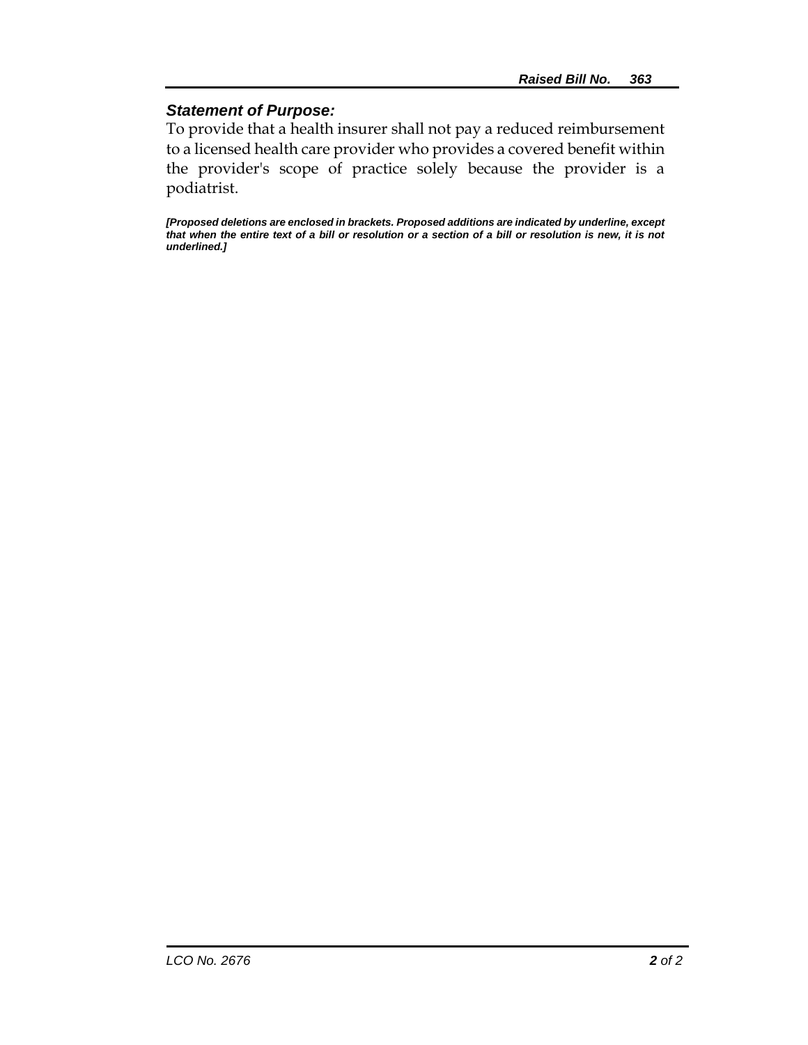### *Statement of Purpose:*

To provide that a health insurer shall not pay a reduced reimbursement to a licensed health care provider who provides a covered benefit within the provider's scope of practice solely because the provider is a podiatrist.

***[Proposed deletions are enclosed in brackets. Proposed additions are indicated by underline, except that when the entire text of a bill or resolution or a section of a bill or resolution is new, it is not underlined.]***